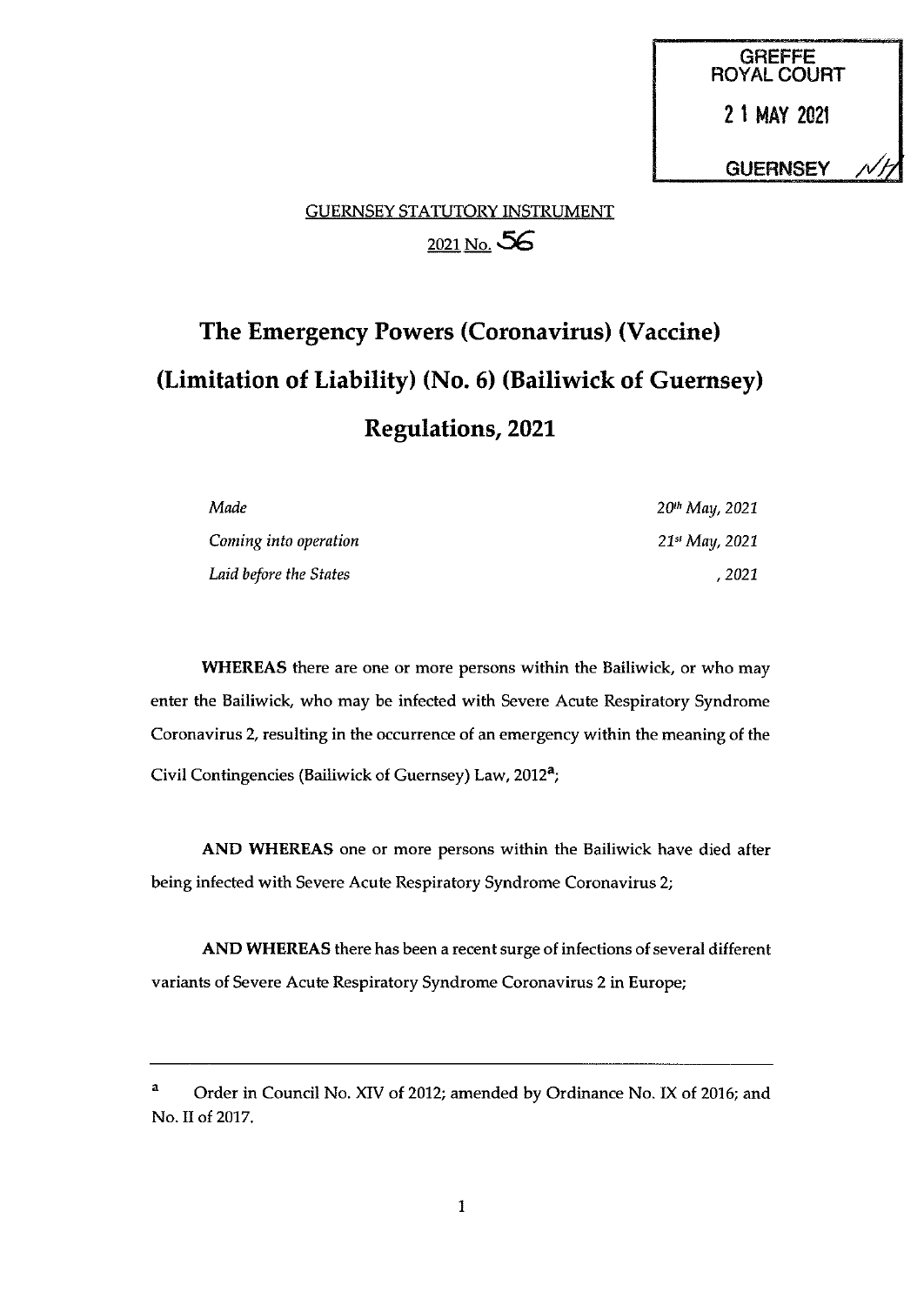GREFFE
ROYAL COURT
21 MAY 2021
GUERNSEY

GUERNSEY STATUTORY INSTRUMENT

2021 No. 56

# The Emergency Powers (Coronavirus) (Vaccine) (Limitation of Liability) (No. 6) (Bailiwick of Guernsey) Regulations, 2021

| | |
|---|---|
| *Made* | *20th May, 2021* |
| *Coming into operation* | *21st May, 2021* |
| *Laid before the States* | *, 2021* |

**WHEREAS** there are one or more persons within the Bailiwick, or who may enter the Bailiwick, who may be infected with Severe Acute Respiratory Syndrome Coronavirus 2, resulting in the occurrence of an emergency within the meaning of the Civil Contingencies (Bailiwick of Guernsey) Law, 2012[a];

**AND WHEREAS** one or more persons within the Bailiwick have died after being infected with Severe Acute Respiratory Syndrome Coronavirus 2;

**AND WHEREAS** there has been a recent surge of infections of several different variants of Severe Acute Respiratory Syndrome Coronavirus 2 in Europe;

---

[a] Order in Council No. XIV of 2012; amended by Ordinance No. IX of 2016; and No. II of 2017.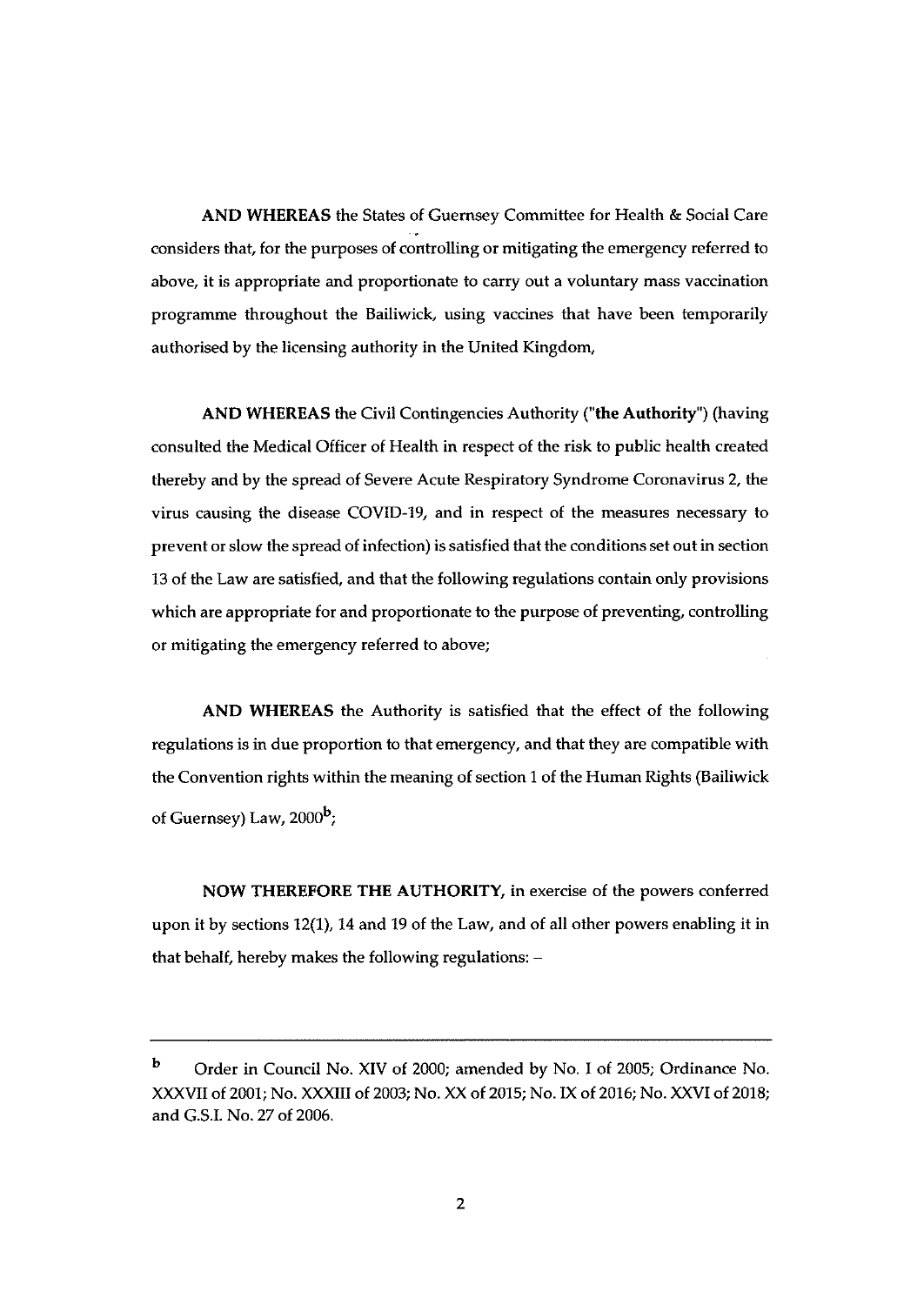**AND WHEREAS** the States of Guernsey Committee for Health & Social Care considers that, for the purposes of controlling or mitigating the emergency referred to above, it is appropriate and proportionate to carry out a voluntary mass vaccination programme throughout the Bailiwick, using vaccines that have been temporarily authorised by the licensing authority in the United Kingdom,

**AND WHEREAS** the Civil Contingencies Authority (**"the Authority"**) (having consulted the Medical Officer of Health in respect of the risk to public health created thereby and by the spread of Severe Acute Respiratory Syndrome Coronavirus 2, the virus causing the disease COVID-19, and in respect of the measures necessary to prevent or slow the spread of infection) is satisfied that the conditions set out in section 13 of the Law are satisfied, and that the following regulations contain only provisions which are appropriate for and proportionate to the purpose of preventing, controlling or mitigating the emergency referred to above;

**AND WHEREAS** the Authority is satisfied that the effect of the following regulations is in due proportion to that emergency, and that they are compatible with the Convention rights within the meaning of section 1 of the Human Rights (Bailiwick of Guernsey) Law, 2000[b];

**NOW THEREFORE THE AUTHORITY**, in exercise of the powers conferred upon it by sections 12(1), 14 and 19 of the Law, and of all other powers enabling it in that behalf, hereby makes the following regulations: –

---

[b] Order in Council No. XIV of 2000; amended by No. I of 2005; Ordinance No. XXXVII of 2001; No. XXXIII of 2003; No. XX of 2015; No. IX of 2016; No. XXVI of 2018; and G.S.I. No. 27 of 2006.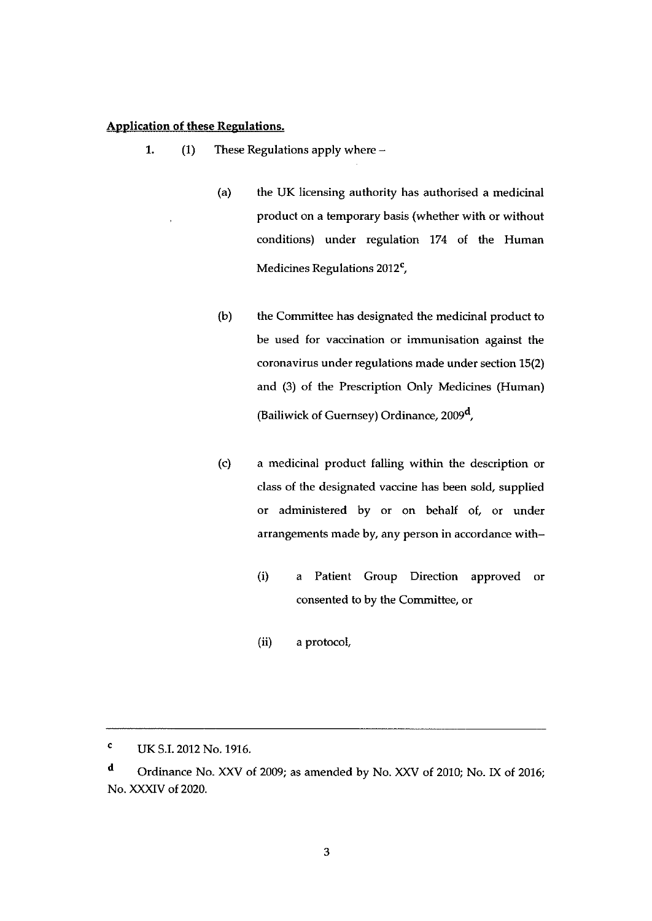**Application of these Regulations.**

1. (1) These Regulations apply where –

   (a) the UK licensing authority has authorised a medicinal product on a temporary basis (whether with or without conditions) under regulation 174 of the Human Medicines Regulations 2012[c],

   (b) the Committee has designated the medicinal product to be used for vaccination or immunisation against the coronavirus under regulations made under section 15(2) and (3) of the Prescription Only Medicines (Human) (Bailiwick of Guernsey) Ordinance, 2009[d],

   (c) a medicinal product falling within the description or class of the designated vaccine has been sold, supplied or administered by or on behalf of, or under arrangements made by, any person in accordance with–

      (i) a Patient Group Direction approved or consented to by the Committee, or

      (ii) a protocol,

---

[c] UK S.I. 2012 No. 1916.

[d] Ordinance No. XXV of 2009; as amended by No. XXV of 2010; No. IX of 2016; No. XXXIV of 2020.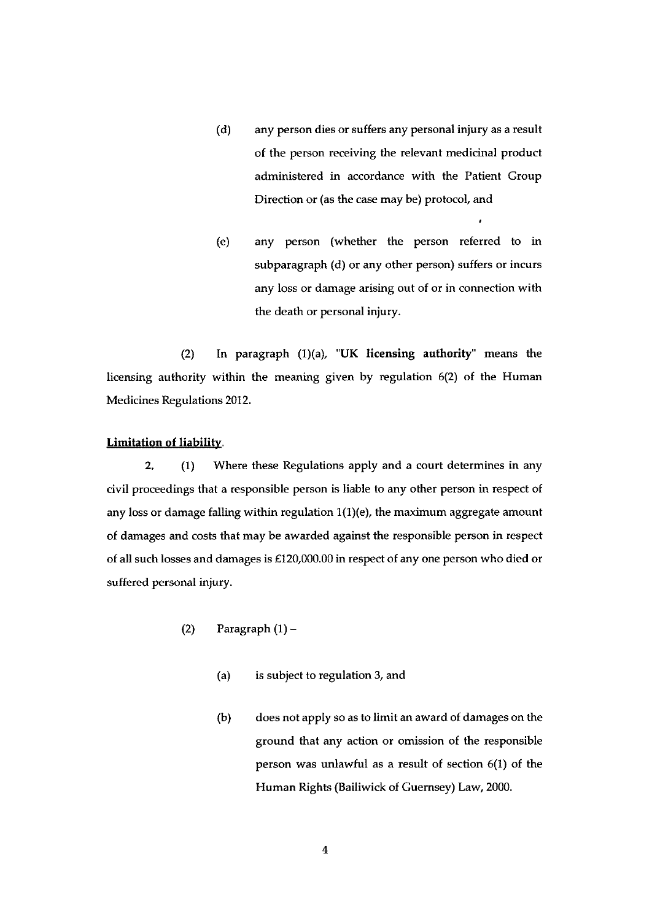(d) any person dies or suffers any personal injury as a result of the person receiving the relevant medicinal product administered in accordance with the Patient Group Direction or (as the case may be) protocol, and

(e) any person (whether the person referred to in subparagraph (d) or any other person) suffers or incurs any loss or damage arising out of or in connection with the death or personal injury.

(2) In paragraph (1)(a), "**UK licensing authority**" means the licensing authority within the meaning given by regulation 6(2) of the Human Medicines Regulations 2012.

**Limitation of liability.**

**2.** (1) Where these Regulations apply and a court determines in any civil proceedings that a responsible person is liable to any other person in respect of any loss or damage falling within regulation 1(1)(e), the maximum aggregate amount of damages and costs that may be awarded against the responsible person in respect of all such losses and damages is £120,000.00 in respect of any one person who died or suffered personal injury.

(2) Paragraph (1) –

(a) is subject to regulation 3, and

(b) does not apply so as to limit an award of damages on the ground that any action or omission of the responsible person was unlawful as a result of section 6(1) of the Human Rights (Bailiwick of Guernsey) Law, 2000.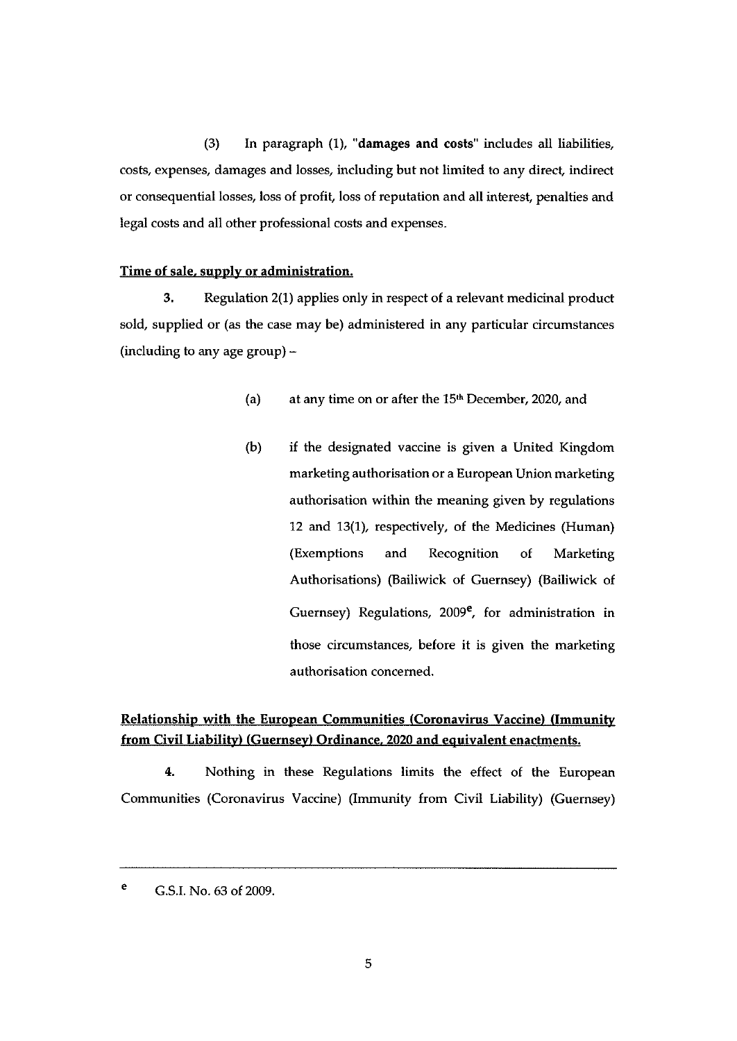(3) In paragraph (1), "**damages and costs**" includes all liabilities, costs, expenses, damages and losses, including but not limited to any direct, indirect or consequential losses, loss of profit, loss of reputation and all interest, penalties and legal costs and all other professional costs and expenses.

**Time of sale, supply or administration.**

**3.** Regulation 2(1) applies only in respect of a relevant medicinal product sold, supplied or (as the case may be) administered in any particular circumstances (including to any age group) –

> (a) at any time on or after the 15th December, 2020, and
>
> (b) if the designated vaccine is given a United Kingdom marketing authorisation or a European Union marketing authorisation within the meaning given by regulations 12 and 13(1), respectively, of the Medicines (Human) (Exemptions and Recognition of Marketing Authorisations) (Bailiwick of Guernsey) (Bailiwick of Guernsey) Regulations, 2009[e], for administration in those circumstances, before it is given the marketing authorisation concerned.

**Relationship with the European Communities (Coronavirus Vaccine) (Immunity from Civil Liability) (Guernsey) Ordinance, 2020 and equivalent enactments.**

**4.** Nothing in these Regulations limits the effect of the European Communities (Coronavirus Vaccine) (Immunity from Civil Liability) (Guernsey)

---

[e] G.S.I. No. 63 of 2009.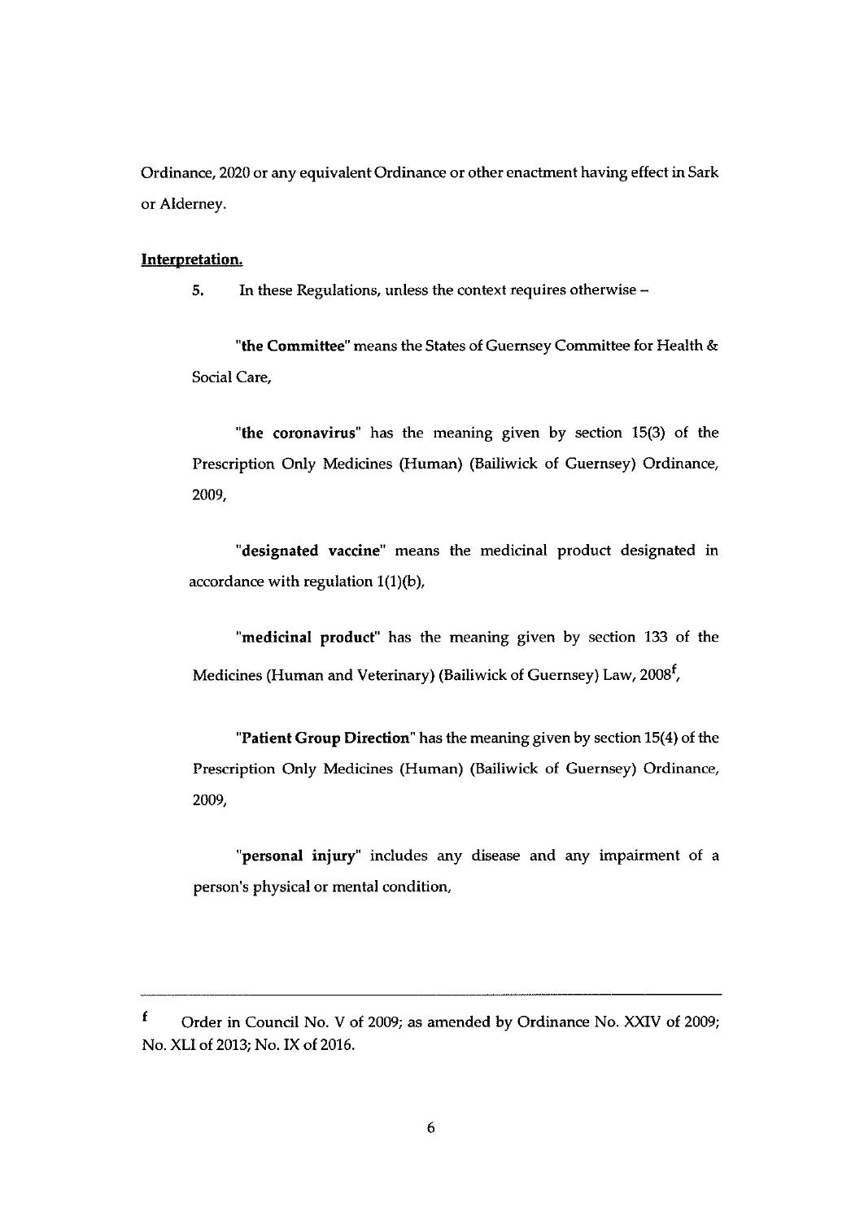Ordinance, 2020 or any equivalent Ordinance or other enactment having effect in Sark or Alderney.

**Interpretation.**

5. In these Regulations, unless the context requires otherwise –

"**the Committee**" means the States of Guernsey Committee for Health & Social Care,

"**the coronavirus**" has the meaning given by section 15(3) of the Prescription Only Medicines (Human) (Bailiwick of Guernsey) Ordinance, 2009,

"**designated vaccine**" means the medicinal product designated in accordance with regulation 1(1)(b),

"**medicinal product**" has the meaning given by section 133 of the Medicines (Human and Veterinary) (Bailiwick of Guernsey) Law, 2008[f],

"**Patient Group Direction**" has the meaning given by section 15(4) of the Prescription Only Medicines (Human) (Bailiwick of Guernsey) Ordinance, 2009,

"**personal injury**" includes any disease and any impairment of a person's physical or mental condition,

---

[f] Order in Council No. V of 2009; as amended by Ordinance No. XXIV of 2009; No. XLI of 2013; No. IX of 2016.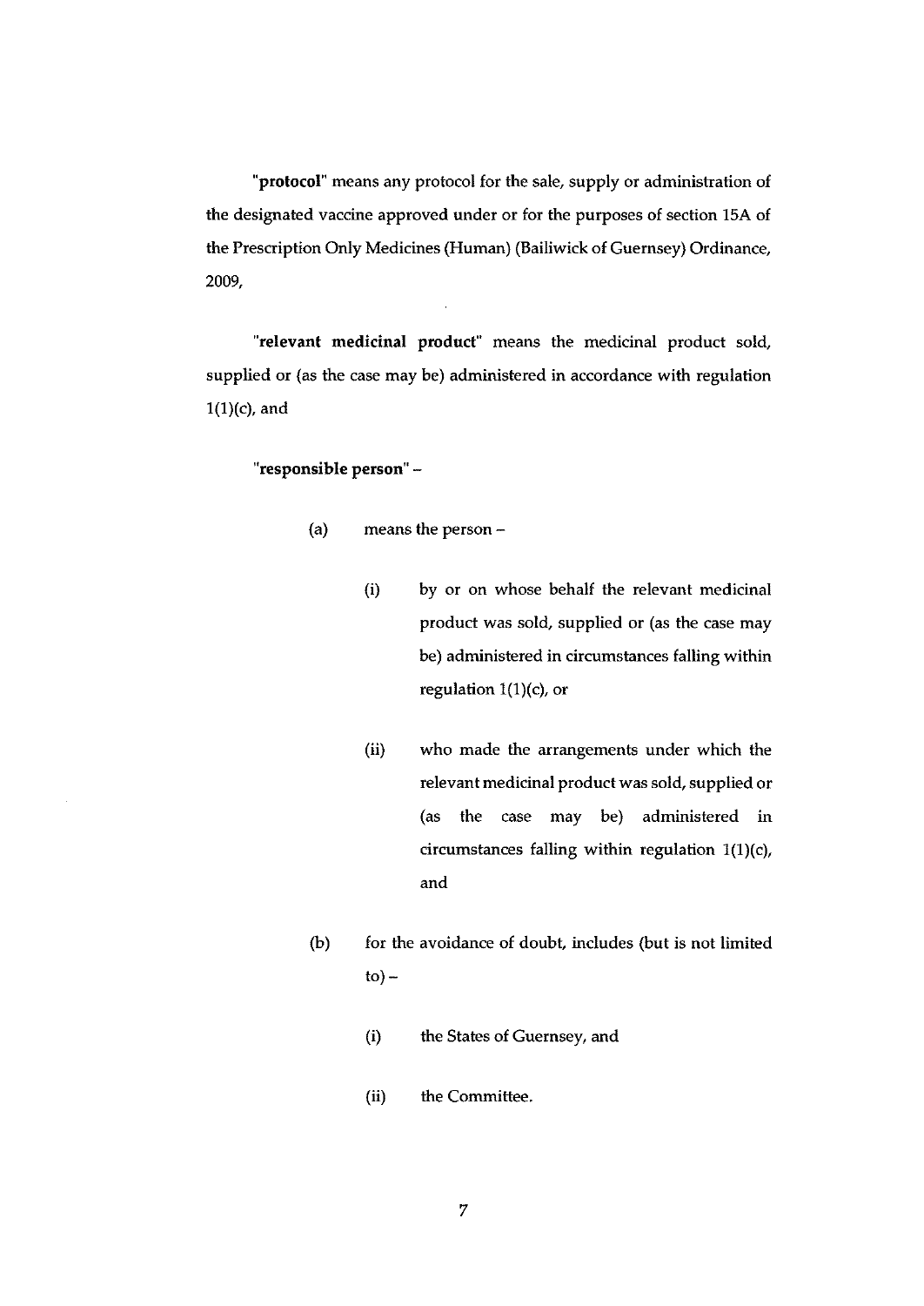**"protocol"** means any protocol for the sale, supply or administration of the designated vaccine approved under or for the purposes of section 15A of the Prescription Only Medicines (Human) (Bailiwick of Guernsey) Ordinance, 2009,

**"relevant medicinal product"** means the medicinal product sold, supplied or (as the case may be) administered in accordance with regulation 1(1)(c), and

**"responsible person"** –

(a) means the person –

(i) by or on whose behalf the relevant medicinal product was sold, supplied or (as the case may be) administered in circumstances falling within regulation 1(1)(c), or

(ii) who made the arrangements under which the relevant medicinal product was sold, supplied or (as the case may be) administered in circumstances falling within regulation 1(1)(c), and

(b) for the avoidance of doubt, includes (but is not limited to) –

(i) the States of Guernsey, and

(ii) the Committee.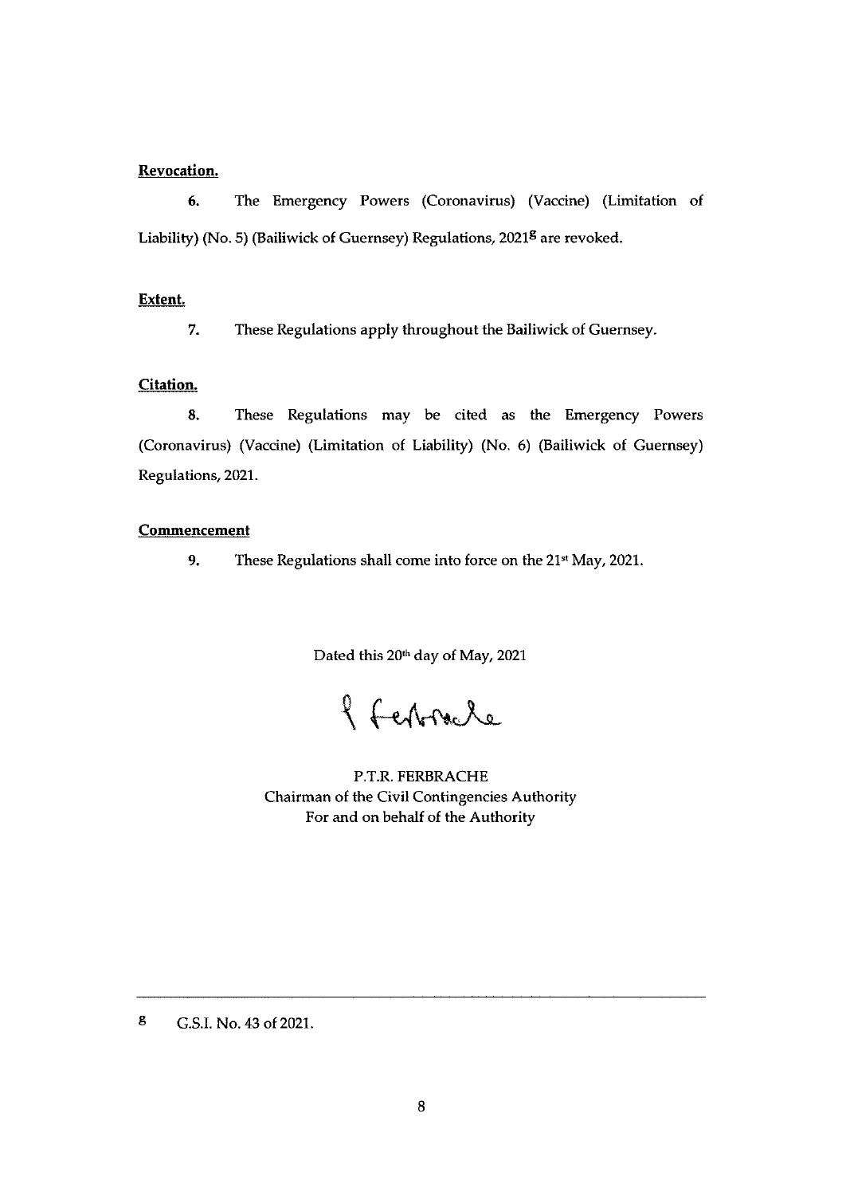**Revocation.**

6. The Emergency Powers (Coronavirus) (Vaccine) (Limitation of Liability) (No. 5) (Bailiwick of Guernsey) Regulations, 2021[g] are revoked.

**Extent.**

7. These Regulations apply throughout the Bailiwick of Guernsey.

**Citation.**

8. These Regulations may be cited as the Emergency Powers (Coronavirus) (Vaccine) (Limitation of Liability) (No. 6) (Bailiwick of Guernsey) Regulations, 2021.

**Commencement**

9. These Regulations shall come into force on the 21st May, 2021.

Dated this 20th day of May, 2021

P.T.R. FERBRACHE
Chairman of the Civil Contingencies Authority
For and on behalf of the Authority

---

[g] G.S.I. No. 43 of 2021.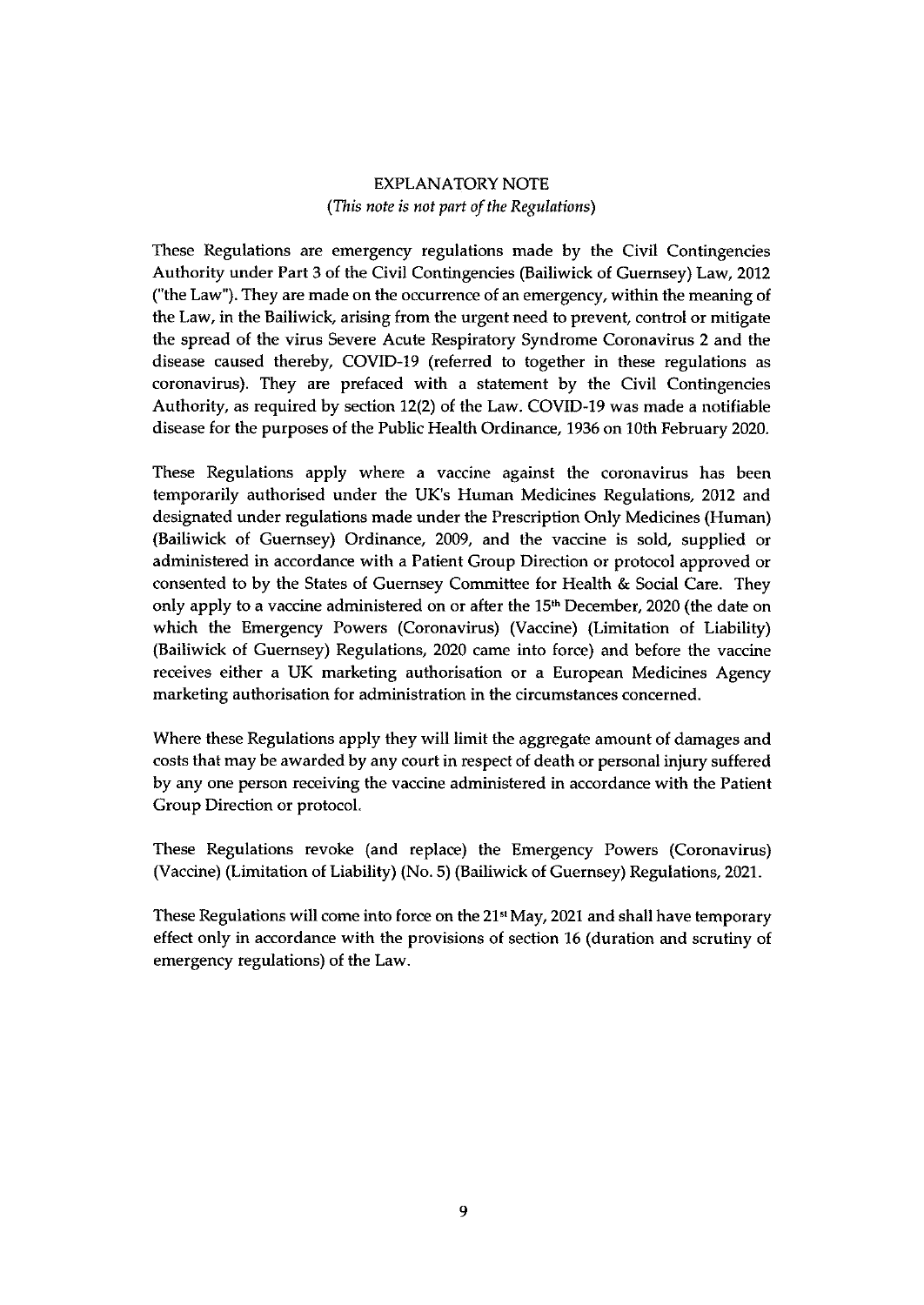# EXPLANATORY NOTE

*(This note is not part of the Regulations)*

These Regulations are emergency regulations made by the Civil Contingencies Authority under Part 3 of the Civil Contingencies (Bailiwick of Guernsey) Law, 2012 ("the Law"). They are made on the occurrence of an emergency, within the meaning of the Law, in the Bailiwick, arising from the urgent need to prevent, control or mitigate the spread of the virus Severe Acute Respiratory Syndrome Coronavirus 2 and the disease caused thereby, COVID-19 (referred to together in these regulations as coronavirus). They are prefaced with a statement by the Civil Contingencies Authority, as required by section 12(2) of the Law. COVID-19 was made a notifiable disease for the purposes of the Public Health Ordinance, 1936 on 10th February 2020.

These Regulations apply where a vaccine against the coronavirus has been temporarily authorised under the UK's Human Medicines Regulations, 2012 and designated under regulations made under the Prescription Only Medicines (Human) (Bailiwick of Guernsey) Ordinance, 2009, and the vaccine is sold, supplied or administered in accordance with a Patient Group Direction or protocol approved or consented to by the States of Guernsey Committee for Health & Social Care. They only apply to a vaccine administered on or after the 15th December, 2020 (the date on which the Emergency Powers (Coronavirus) (Vaccine) (Limitation of Liability) (Bailiwick of Guernsey) Regulations, 2020 came into force) and before the vaccine receives either a UK marketing authorisation or a European Medicines Agency marketing authorisation for administration in the circumstances concerned.

Where these Regulations apply they will limit the aggregate amount of damages and costs that may be awarded by any court in respect of death or personal injury suffered by any one person receiving the vaccine administered in accordance with the Patient Group Direction or protocol.

These Regulations revoke (and replace) the Emergency Powers (Coronavirus) (Vaccine) (Limitation of Liability) (No. 5) (Bailiwick of Guernsey) Regulations, 2021.

These Regulations will come into force on the 21st May, 2021 and shall have temporary effect only in accordance with the provisions of section 16 (duration and scrutiny of emergency regulations) of the Law.